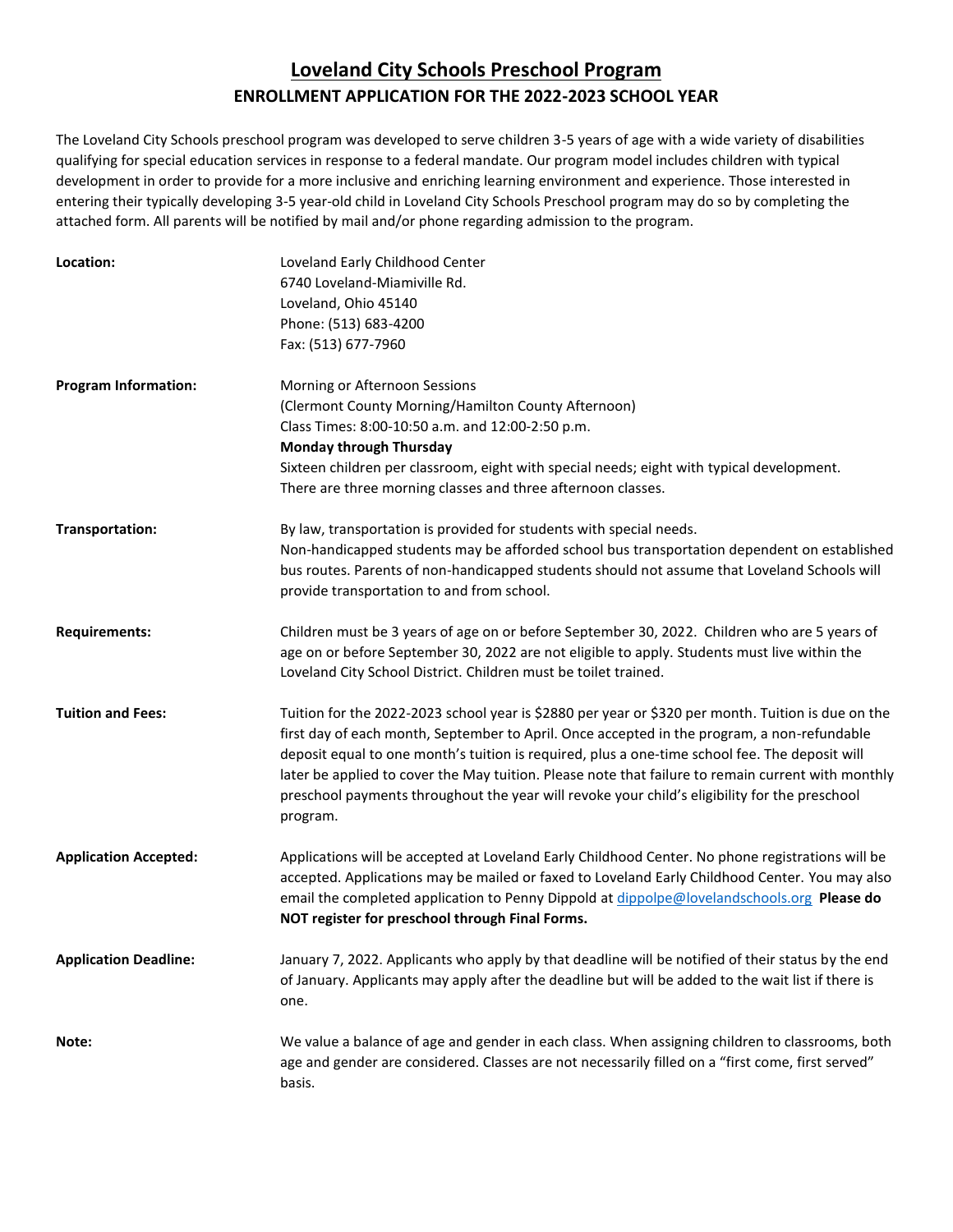# Loveland City Schools Preschool Program

## ENROLLMENT APPLICATION FOR THE 2022-2023 SCHOOL YEAR

The Loveland City Schools preschool program was developed to serve children 3-5 years of age with a wide variety of disabilities qualifying for special education services in response to a federal mandate. Our program model includes children with typical development in order to provide for a more inclusive and enriching learning environment and experience. Those interested in entering their typically developing 3-5 year-old child in Loveland City Schools Preschool program may do so by completing the attached form. All parents will be notified by mail and/or phone regarding admission to the program.

**Location:**

Loveland Early Childhood Center
6740 Loveland-Miamiville Rd.
Loveland, Ohio 45140
Phone: (513) 683-4200
Fax: (513) 677-7960

**Program Information:**

Morning or Afternoon Sessions
(Clermont County Morning/Hamilton County Afternoon)
Class Times: 8:00-10:50 a.m. and 12:00-2:50 p.m.
**Monday through Thursday**
Sixteen children per classroom, eight with special needs; eight with typical development.
There are three morning classes and three afternoon classes.

**Transportation:**

By law, transportation is provided for students with special needs.
Non-handicapped students may be afforded school bus transportation dependent on established bus routes. Parents of non-handicapped students should not assume that Loveland Schools will provide transportation to and from school.

**Requirements:**

Children must be 3 years of age on or before September 30, 2022. Children who are 5 years of age on or before September 30, 2022 are not eligible to apply. Students must live within the Loveland City School District. Children must be toilet trained.

**Tuition and Fees:**

Tuition for the 2022-2023 school year is $2880 per year or $320 per month. Tuition is due on the first day of each month, September to April. Once accepted in the program, a non-refundable deposit equal to one month's tuition is required, plus a one-time school fee. The deposit will later be applied to cover the May tuition. Please note that failure to remain current with monthly preschool payments throughout the year will revoke your child's eligibility for the preschool program.

**Application Accepted:**

Applications will be accepted at Loveland Early Childhood Center. No phone registrations will be accepted. Applications may be mailed or faxed to Loveland Early Childhood Center. You may also email the completed application to Penny Dippold at dippolpe@lovelandschools.org **Please do NOT register for preschool through Final Forms.**

**Application Deadline:**

January 7, 2022. Applicants who apply by that deadline will be notified of their status by the end of January. Applicants may apply after the deadline but will be added to the wait list if there is one.

**Note:**

We value a balance of age and gender in each class. When assigning children to classrooms, both age and gender are considered. Classes are not necessarily filled on a "first come, first served" basis.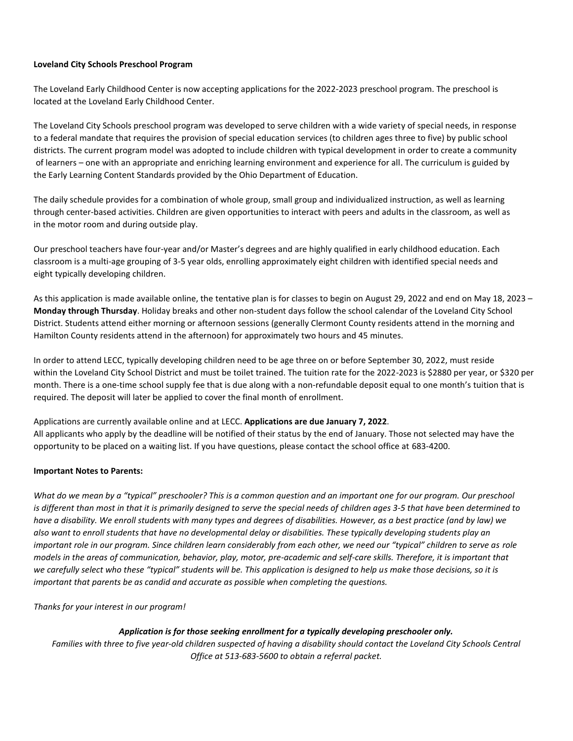**Loveland City Schools Preschool Program**

The Loveland Early Childhood Center is now accepting applications for the 2022-2023 preschool program. The preschool is located at the Loveland Early Childhood Center.

The Loveland City Schools preschool program was developed to serve children with a wide variety of special needs, in response to a federal mandate that requires the provision of special education services (to children ages three to five) by public school districts. The current program model was adopted to include children with typical development in order to create a community of learners – one with an appropriate and enriching learning environment and experience for all. The curriculum is guided by the Early Learning Content Standards provided by the Ohio Department of Education.

The daily schedule provides for a combination of whole group, small group and individualized instruction, as well as learning through center-based activities. Children are given opportunities to interact with peers and adults in the classroom, as well as in the motor room and during outside play.

Our preschool teachers have four-year and/or Master's degrees and are highly qualified in early childhood education. Each classroom is a multi-age grouping of 3-5 year olds, enrolling approximately eight children with identified special needs and eight typically developing children.

As this application is made available online, the tentative plan is for classes to begin on August 29, 2022 and end on May 18, 2023 – **Monday through Thursday**. Holiday breaks and other non-student days follow the school calendar of the Loveland City School District. Students attend either morning or afternoon sessions (generally Clermont County residents attend in the morning and Hamilton County residents attend in the afternoon) for approximately two hours and 45 minutes.

In order to attend LECC, typically developing children need to be age three on or before September 30, 2022, must reside within the Loveland City School District and must be toilet trained. The tuition rate for the 2022-2023 is $2880 per year, or $320 per month. There is a one-time school supply fee that is due along with a non-refundable deposit equal to one month's tuition that is required. The deposit will later be applied to cover the final month of enrollment.

Applications are currently available online and at LECC. **Applications are due January 7, 2022**.
All applicants who apply by the deadline will be notified of their status by the end of January. Those not selected may have the opportunity to be placed on a waiting list. If you have questions, please contact the school office at 683-4200.

**Important Notes to Parents:**

*What do we mean by a "typical" preschooler? This is a common question and an important one for our program. Our preschool is different than most in that it is primarily designed to serve the special needs of children ages 3-5 that have been determined to have a disability. We enroll students with many types and degrees of disabilities. However, as a best practice (and by law) we also want to enroll students that have no developmental delay or disabilities. These typically developing students play an important role in our program. Since children learn considerably from each other, we need our "typical" children to serve as role models in the areas of communication, behavior, play, motor, pre-academic and self-care skills. Therefore, it is important that we carefully select who these "typical" students will be. This application is designed to help us make those decisions, so it is important that parents be as candid and accurate as possible when completing the questions.*

*Thanks for your interest in our program!*

***Application is for those seeking enrollment for a typically developing preschooler only.***

*Families with three to five year-old children suspected of having a disability should contact the Loveland City Schools Central Office at 513-683-5600 to obtain a referral packet.*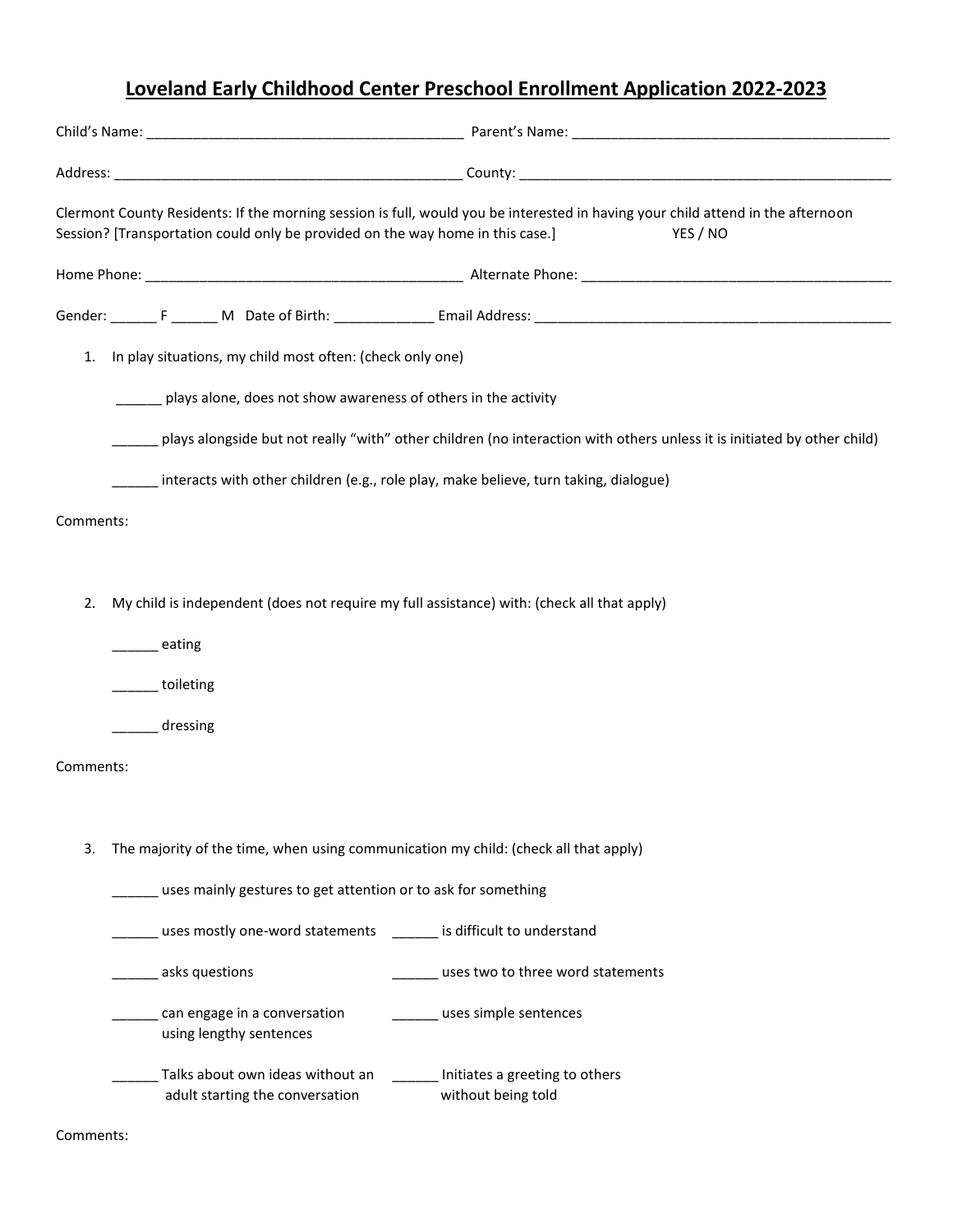# Loveland Early Childhood Center Preschool Enrollment Application 2022-2023

Child's Name: ________________________________________ Parent's Name: ________________________________________

Address: ____________________________________________ County: ________________________________________________

Clermont County Residents: If the morning session is full, would you be interested in having your child attend in the afternoon Session? [Transportation could only be provided on the way home in this case.] YES / NO

Home Phone: ________________________________________ Alternate Phone: ________________________________________

Gender: ______ F ______ M Date of Birth: _____________ Email Address: ______________________________________________

1. In play situations, my child most often: (check only one)

   ______ plays alone, does not show awareness of others in the activity

   ______ plays alongside but not really "with" other children (no interaction with others unless it is initiated by other child)

   ______ interacts with other children (e.g., role play, make believe, turn taking, dialogue)

Comments:

2. My child is independent (does not require my full assistance) with: (check all that apply)

   ______ eating

   ______ toileting

   ______ dressing

Comments:

3. The majority of the time, when using communication my child: (check all that apply)

   ______ uses mainly gestures to get attention or to ask for something

   ______ uses mostly one-word statements

   ______ is difficult to understand

   ______ asks questions

   ______ uses two to three word statements

   ______ can engage in a conversation using lengthy sentences

   ______ uses simple sentences

   ______ Talks about own ideas without an adult starting the conversation

   ______ Initiates a greeting to others without being told

Comments: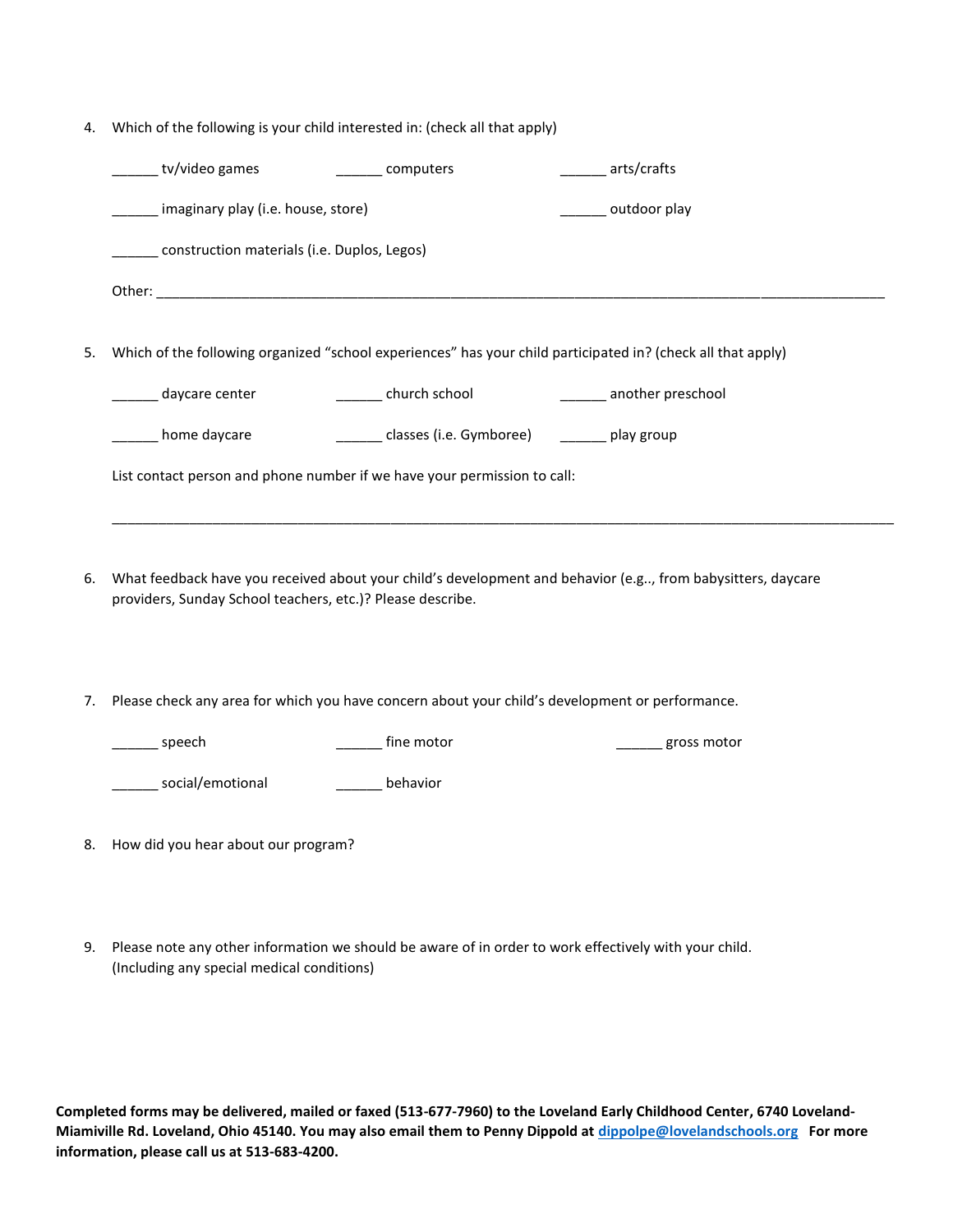4. Which of the following is your child interested in: (check all that apply)

   ______ tv/video games ______ computers ______ arts/crafts

   ______ imaginary play (i.e. house, store) ______ outdoor play

   ______ construction materials (i.e. Duplos, Legos)

   Other: ________________________________________________________________________________________________

5. Which of the following organized "school experiences" has your child participated in? (check all that apply)

   ______ daycare center ______ church school ______ another preschool

   ______ home daycare ______ classes (i.e. Gymboree) ______ play group

   List contact person and phone number if we have your permission to call:

   ____________________________________________________________________________________________________

6. What feedback have you received about your child's development and behavior (e.g.., from babysitters, daycare providers, Sunday School teachers, etc.)? Please describe.

7. Please check any area for which you have concern about your child's development or performance.

   ______ speech ______ fine motor ______ gross motor

   ______ social/emotional ______ behavior

8. How did you hear about our program?

9. Please note any other information we should be aware of in order to work effectively with your child. (Including any special medical conditions)

**Completed forms may be delivered, mailed or faxed (513-677-7960) to the Loveland Early Childhood Center, 6740 Loveland-Miamiville Rd. Loveland, Ohio 45140. You may also email them to Penny Dippold at dippolpe@lovelandschools.org For more information, please call us at 513-683-4200.**